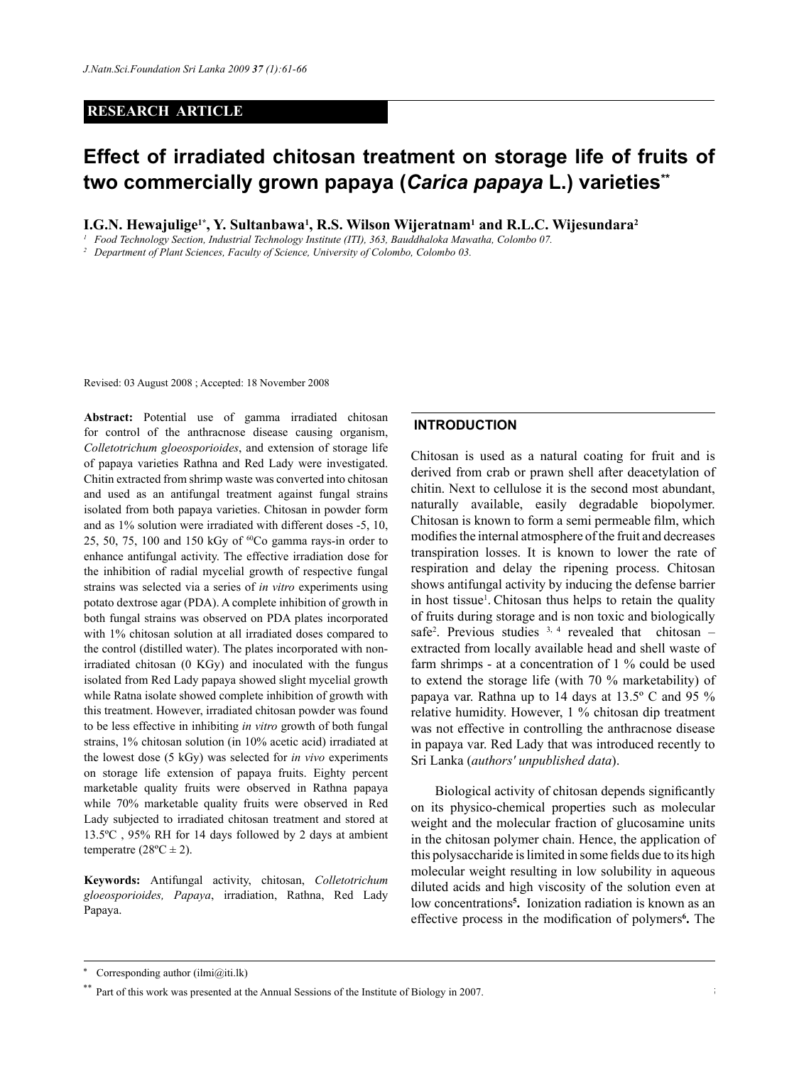**RESEARCH ARTICLE**

# Effect of irradiated chitosan treatment on storage life of fruits of two commercially grown papaya (*Carica papaya* L.) varieties**

**I.G.N. Hewajulige[1*], Y. Sultanbawa[1], R.S. Wilson Wijeratnam[1] and R.L.C. Wijesundara[2]**

[1] *Food Technology Section, Industrial Technology Institute (ITI), 363, Bauddhaloka Mawatha, Colombo 07.*

[2] *Department of Plant Sciences, Faculty of Science, University of Colombo, Colombo 03.*

Revised: 03 August 2008 ; Accepted: 18 November 2008

**Abstract:** Potential use of gamma irradiated chitosan for control of the anthracnose disease causing organism, *Colletotrichum gloeosporioides*, and extension of storage life of papaya varieties Rathna and Red Lady were investigated. Chitin extracted from shrimp waste was converted into chitosan and used as an antifungal treatment against fungal strains isolated from both papaya varieties. Chitosan in powder form and as 1% solution were irradiated with different doses -5, 10, 25, 50, 75, 100 and 150 kGy of $^{60}$Co gamma rays-in order to enhance antifungal activity. The effective irradiation dose for the inhibition of radial mycelial growth of respective fungal strains was selected via a series of *in vitro* experiments using potato dextrose agar (PDA). A complete inhibition of growth in both fungal strains was observed on PDA plates incorporated with 1% chitosan solution at all irradiated doses compared to the control (distilled water). The plates incorporated with non-irradiated chitosan (0 KGy) and inoculated with the fungus isolated from Red Lady papaya showed slight mycelial growth while Ratna isolate showed complete inhibition of growth with this treatment. However, irradiated chitosan powder was found to be less effective in inhibiting *in vitro* growth of both fungal strains, 1% chitosan solution (in 10% acetic acid) irradiated at the lowest dose (5 kGy) was selected for *in vivo* experiments on storage life extension of papaya fruits. Eighty percent marketable quality fruits were observed in Rathna papaya while 70% marketable quality fruits were observed in Red Lady subjected to irradiated chitosan treatment and stored at 13.5ºC , 95% RH for 14 days followed by 2 days at ambient temperatre (28ºC ± 2).

**Keywords:** Antifungal activity, chitosan, *Colletotrichum gloeosporioides, Papaya*, irradiation, Rathna, Red Lady Papaya.

## INTRODUCTION

Chitosan is used as a natural coating for fruit and is derived from crab or prawn shell after deacetylation of chitin. Next to cellulose it is the second most abundant, naturally available, easily degradable biopolymer. Chitosan is known to form a semi permeable film, which modifies the internal atmosphere of the fruit and decreases transpiration losses. It is known to lower the rate of respiration and delay the ripening process. Chitosan shows antifungal activity by inducing the defense barrier in host tissue[1]. Chitosan thus helps to retain the quality of fruits during storage and is non toxic and biologically safe[2]. Previous studies [3, 4] revealed that chitosan – extracted from locally available head and shell waste of farm shrimps - at a concentration of 1 % could be used to extend the storage life (with 70 % marketability) of papaya var. Rathna up to 14 days at 13.5º C and 95 % relative humidity. However, 1 % chitosan dip treatment was not effective in controlling the anthracnose disease in papaya var. Red Lady that was introduced recently to Sri Lanka (*authors' unpublished data*).

Biological activity of chitosan depends significantly on its physico-chemical properties such as molecular weight and the molecular fraction of glucosamine units in the chitosan polymer chain. Hence, the application of this polysaccharide is limited in some fields due to its high molecular weight resulting in low solubility in aqueous diluted acids and high viscosity of the solution even at low concentrations[5]. Ionization radiation is known as an effective process in the modification of polymers[6]. The

\* Corresponding author (ilmi@iti.lk)

\** Part of this work was presented at the Annual Sessions of the Institute of Biology in 2007.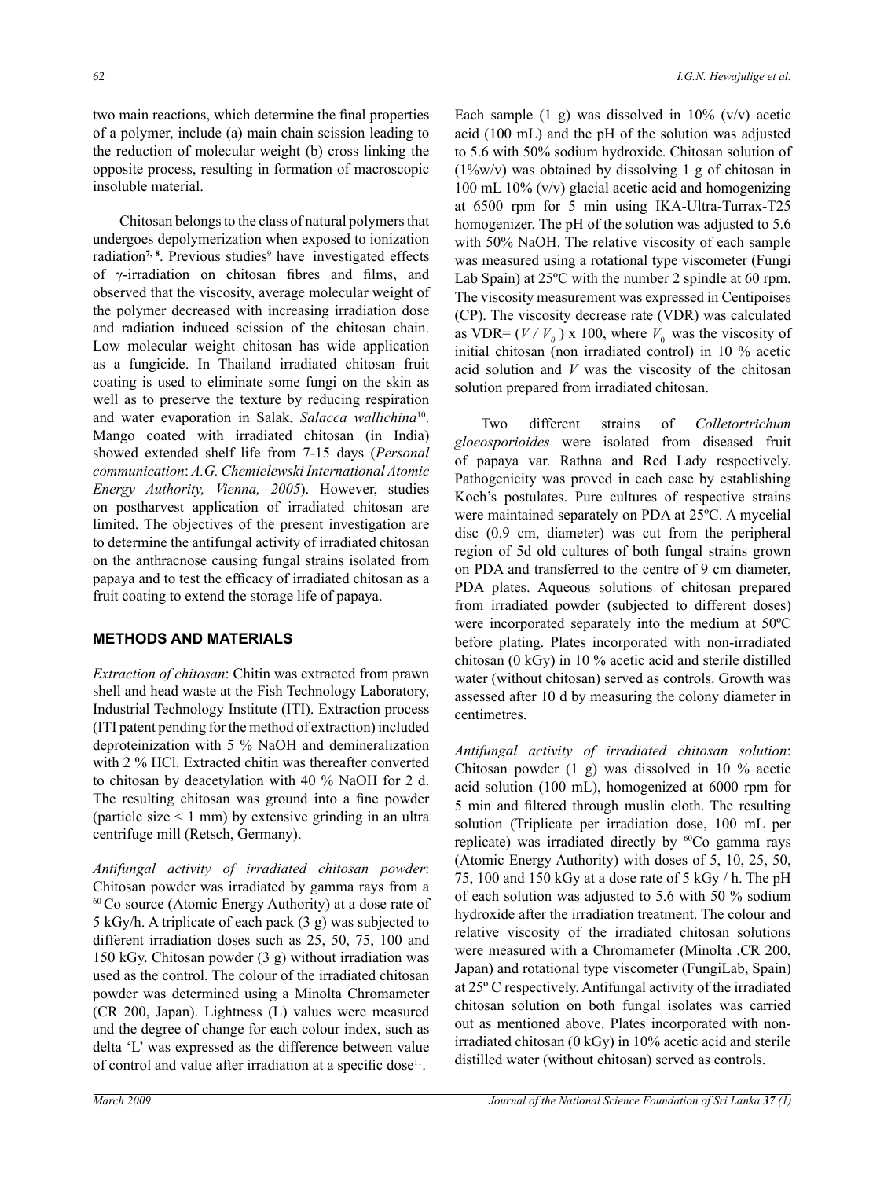two main reactions, which determine the final properties of a polymer, include (a) main chain scission leading to the reduction of molecular weight (b) cross linking the opposite process, resulting in formation of macroscopic insoluble material.

Chitosan belongs to the class of natural polymers that undergoes depolymerization when exposed to ionization radiation[7, 8]. Previous studies[9] have investigated effects of γ-irradiation on chitosan fibres and films, and observed that the viscosity, average molecular weight of the polymer decreased with increasing irradiation dose and radiation induced scission of the chitosan chain. Low molecular weight chitosan has wide application as a fungicide. In Thailand irradiated chitosan fruit coating is used to eliminate some fungi on the skin as well as to preserve the texture by reducing respiration and water evaporation in Salak, *Salacca wallichina*[10]. Mango coated with irradiated chitosan (in India) showed extended shelf life from 7-15 days (*Personal communication*: *A.G. Chemielewski International Atomic Energy Authority, Vienna, 2005*). However, studies on postharvest application of irradiated chitosan are limited. The objectives of the present investigation are to determine the antifungal activity of irradiated chitosan on the anthracnose causing fungal strains isolated from papaya and to test the efficacy of irradiated chitosan as a fruit coating to extend the storage life of papaya.

## METHODS AND MATERIALS

*Extraction of chitosan*: Chitin was extracted from prawn shell and head waste at the Fish Technology Laboratory, Industrial Technology Institute (ITI). Extraction process (ITI patent pending for the method of extraction) included deproteinization with 5 % NaOH and demineralization with 2 % HCl. Extracted chitin was thereafter converted to chitosan by deacetylation with 40 % NaOH for 2 d. The resulting chitosan was ground into a fine powder (particle size < 1 mm) by extensive grinding in an ultra centrifuge mill (Retsch, Germany).

*Antifungal activity of irradiated chitosan powder*: Chitosan powder was irradiated by gamma rays from a $^{60}$Co source (Atomic Energy Authority) at a dose rate of 5 kGy/h. A triplicate of each pack (3 g) was subjected to different irradiation doses such as 25, 50, 75, 100 and 150 kGy. Chitosan powder (3 g) without irradiation was used as the control. The colour of the irradiated chitosan powder was determined using a Minolta Chromameter (CR 200, Japan). Lightness (L) values were measured and the degree of change for each colour index, such as delta 'L' was expressed as the difference between value of control and value after irradiation at a specific dose[11].

Each sample (1 g) was dissolved in 10% (v/v) acetic acid (100 mL) and the pH of the solution was adjusted to 5.6 with 50% sodium hydroxide. Chitosan solution of (1%w/v) was obtained by dissolving 1 g of chitosan in 100 mL 10% (v/v) glacial acetic acid and homogenizing at 6500 rpm for 5 min using IKA-Ultra-Turrax-T25 homogenizer. The pH of the solution was adjusted to 5.6 with 50% NaOH. The relative viscosity of each sample was measured using a rotational type viscometer (Fungi Lab Spain) at 25ºC with the number 2 spindle at 60 rpm. The viscosity measurement was expressed in Centipoises (CP). The viscosity decrease rate (VDR) was calculated as VDR= $(V / V_0) \times 100$, where $V_0$ was the viscosity of initial chitosan (non irradiated control) in 10 % acetic acid solution and $V$ was the viscosity of the chitosan solution prepared from irradiated chitosan.

Two different strains of *Colletortrichum gloeosporioides* were isolated from diseased fruit of papaya var. Rathna and Red Lady respectively. Pathogenicity was proved in each case by establishing Koch's postulates. Pure cultures of respective strains were maintained separately on PDA at 25ºC. A mycelial disc (0.9 cm, diameter) was cut from the peripheral region of 5d old cultures of both fungal strains grown on PDA and transferred to the centre of 9 cm diameter, PDA plates. Aqueous solutions of chitosan prepared from irradiated powder (subjected to different doses) were incorporated separately into the medium at 50ºC before plating. Plates incorporated with non-irradiated chitosan (0 kGy) in 10 % acetic acid and sterile distilled water (without chitosan) served as controls. Growth was assessed after 10 d by measuring the colony diameter in centimetres.

*Antifungal activity of irradiated chitosan solution*: Chitosan powder (1 g) was dissolved in 10 % acetic acid solution (100 mL), homogenized at 6000 rpm for 5 min and filtered through muslin cloth. The resulting solution (Triplicate per irradiation dose, 100 mL per replicate) was irradiated directly by $^{60}$Co gamma rays (Atomic Energy Authority) with doses of 5, 10, 25, 50, 75, 100 and 150 kGy at a dose rate of 5 kGy / h. The pH of each solution was adjusted to 5.6 with 50 % sodium hydroxide after the irradiation treatment. The colour and relative viscosity of the irradiated chitosan solutions were measured with a Chromameter (Minolta ,CR 200, Japan) and rotational type viscometer (FungiLab, Spain) at 25º C respectively. Antifungal activity of the irradiated chitosan solution on both fungal isolates was carried out as mentioned above. Plates incorporated with non-irradiated chitosan (0 kGy) in 10% acetic acid and sterile distilled water (without chitosan) served as controls.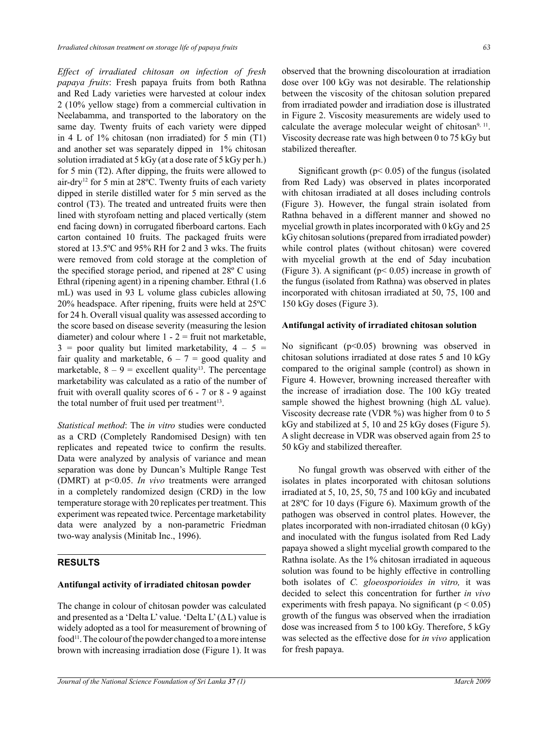*Effect of irradiated chitosan on infection of fresh papaya fruits*: Fresh papaya fruits from both Rathna and Red Lady varieties were harvested at colour index 2 (10% yellow stage) from a commercial cultivation in Neelabamma, and transported to the laboratory on the same day. Twenty fruits of each variety were dipped in 4 L of 1% chitosan (non irradiated) for 5 min (T1) and another set was separately dipped in 1% chitosan solution irradiated at 5 kGy (at a dose rate of 5 kGy per h.) for 5 min (T2). After dipping, the fruits were allowed to air-dry[12] for 5 min at 28ºC. Twenty fruits of each variety dipped in sterile distilled water for 5 min served as the control (T3). The treated and untreated fruits were then lined with styrofoam netting and placed vertically (stem end facing down) in corrugated fiberboard cartons. Each carton contained 10 fruits. The packaged fruits were stored at 13.5ºC and 95% RH for 2 and 3 wks. The fruits were removed from cold storage at the completion of the specified storage period, and ripened at 28º C using Ethral (ripening agent) in a ripening chamber. Ethral (1.6 mL) was used in 93 L volume glass cubicles allowing 20% headspace. After ripening, fruits were held at 25ºC for 24 h. Overall visual quality was assessed according to the score based on disease severity (measuring the lesion diameter) and colour where 1 - 2 = fruit not marketable, 3 = poor quality but limited marketability, 4 – 5 = fair quality and marketable, 6 – 7 = good quality and marketable, 8 – 9 = excellent quality[13]. The percentage marketability was calculated as a ratio of the number of fruit with overall quality scores of 6 - 7 or 8 - 9 against the total number of fruit used per treatment[13].

*Statistical method*: The *in vitro* studies were conducted as a CRD (Completely Randomised Design) with ten replicates and repeated twice to confirm the results. Data were analyzed by analysis of variance and mean separation was done by Duncan's Multiple Range Test (DMRT) at $p<0.05$. *In vivo* treatments were arranged in a completely randomized design (CRD) in the low temperature storage with 20 replicates per treatment. This experiment was repeated twice. Percentage marketability data were analyzed by a non-parametric Friedman two-way analysis (Minitab Inc., 1996).

## RESULTS

### Antifungal activity of irradiated chitosan powder

The change in colour of chitosan powder was calculated and presented as a 'Delta L' value. 'Delta L' ($\Delta L$) value is widely adopted as a tool for measurement of browning of food[11]. The colour of the powder changed to a more intense brown with increasing irradiation dose (Figure 1). It was observed that the browning discolouration at irradiation dose over 100 kGy was not desirable. The relationship between the viscosity of the chitosan solution prepared from irradiated powder and irradiation dose is illustrated in Figure 2. Viscosity measurements are widely used to calculate the average molecular weight of chitosan[9, 11]. Viscosity decrease rate was high between 0 to 75 kGy but stabilized thereafter.

Significant growth ($p< 0.05$) of the fungus (isolated from Red Lady) was observed in plates incorporated with chitosan irradiated at all doses including controls (Figure 3). However, the fungal strain isolated from Rathna behaved in a different manner and showed no mycelial growth in plates incorporated with 0 kGy and 25 kGy chitosan solutions (prepared from irradiated powder) while control plates (without chitosan) were covered with mycelial growth at the end of 5day incubation (Figure 3). A significant ($p< 0.05$) increase in growth of the fungus (isolated from Rathna) was observed in plates incorporated with chitosan irradiated at 50, 75, 100 and 150 kGy doses (Figure 3).

### Antifungal activity of irradiated chitosan solution

No significant ($p<0.05$) browning was observed in chitosan solutions irradiated at dose rates 5 and 10 kGy compared to the original sample (control) as shown in Figure 4. However, browning increased thereafter with the increase of irradiation dose. The 100 kGy treated sample showed the highest browning (high $\Delta L$ value). Viscosity decrease rate (VDR %) was higher from 0 to 5 kGy and stabilized at 5, 10 and 25 kGy doses (Figure 5). A slight decrease in VDR was observed again from 25 to 50 kGy and stabilized thereafter.

No fungal growth was observed with either of the isolates in plates incorporated with chitosan solutions irradiated at 5, 10, 25, 50, 75 and 100 kGy and incubated at 28ºC for 10 days (Figure 6). Maximum growth of the pathogen was observed in control plates. However, the plates incorporated with non-irradiated chitosan (0 kGy) and inoculated with the fungus isolated from Red Lady papaya showed a slight mycelial growth compared to the Rathna isolate. As the 1% chitosan irradiated in aqueous solution was found to be highly effective in controlling both isolates of *C. gloeosporioides in vitro,* it was decided to select this concentration for further *in vivo* experiments with fresh papaya. No significant ($p < 0.05$) growth of the fungus was observed when the irradiation dose was increased from 5 to 100 kGy. Therefore, 5 kGy was selected as the effective dose for *in vivo* application for fresh papaya.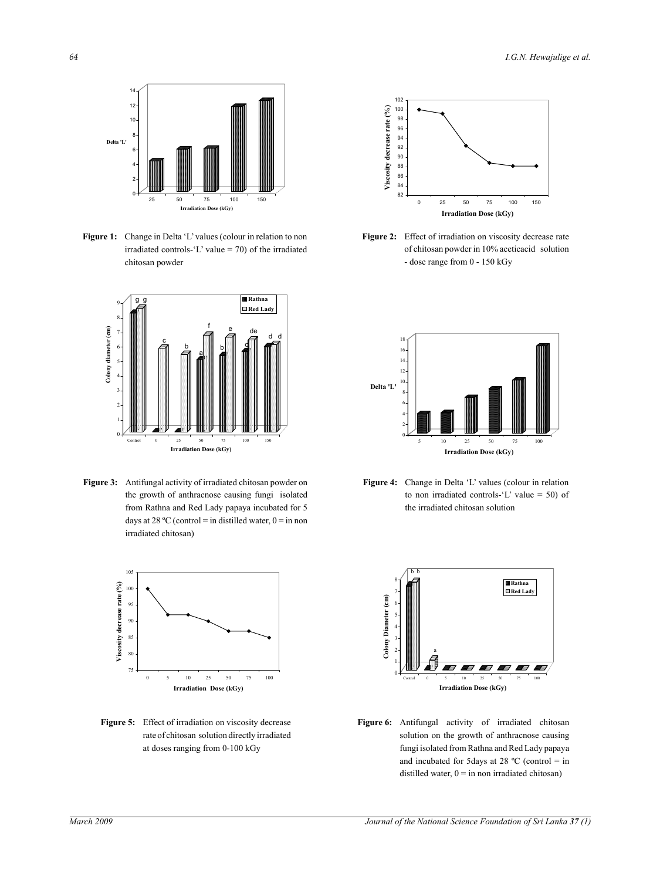Figure 1: Change in Delta 'L' values (colour in relation to non irradiated controls-'L' value = 70) of the irradiated chitosan powder

Figure 2: Effect of irradiation on viscosity decrease rate of chitosan powder in 10% aceticacid solution - dose range from 0 - 150 kGy

Figure 3: Antifungal activity of irradiated chitosan powder on the growth of anthracnose causing fungi isolated from Rathna and Red Lady papaya incubated for 5 days at 28 ºC (control = in distilled water, 0 = in non irradiated chitosan)

Figure 4: Change in Delta 'L' values (colour in relation to non irradiated controls-'L' value = 50) of the irradiated chitosan solution

Figure 5: Effect of irradiation on viscosity decrease rate of chitosan solution directly irradiated at doses ranging from 0-100 kGy

Figure 6: Antifungal activity of irradiated chitosan solution on the growth of anthracnose causing fungi isolated from Rathna and Red Lady papaya and incubated for 5days at 28 ºC (control = in distilled water, 0 = in non irradiated chitosan)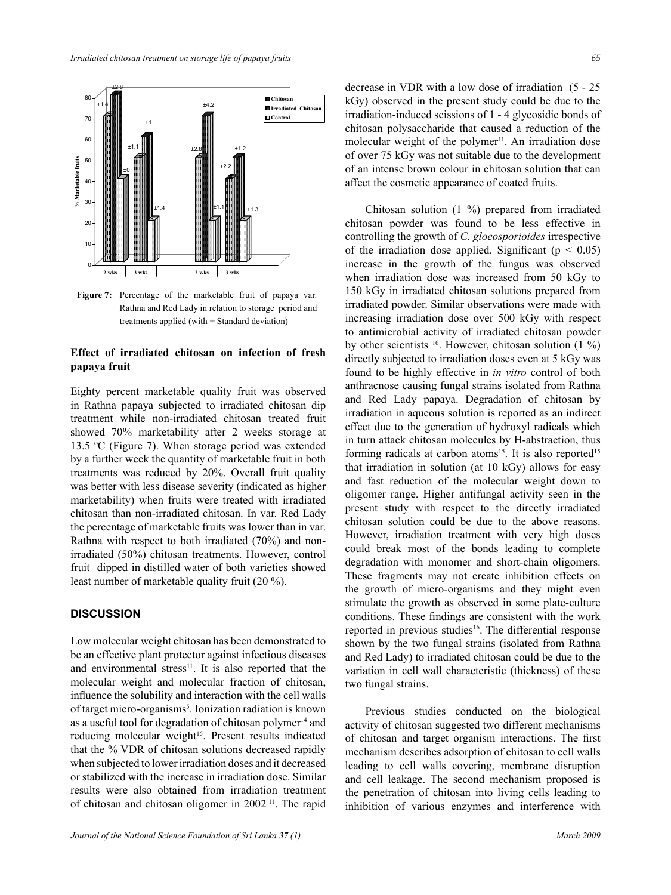Figure 7: Percentage of the marketable fruit of papaya var. Rathna and Red Lady in relation to storage period and treatments applied (with ± Standard deviation)

## Effect of irradiated chitosan on infection of fresh papaya fruit

Eighty percent marketable quality fruit was observed in Rathna papaya subjected to irradiated chitosan dip treatment while non-irradiated chitosan treated fruit showed 70% marketability after 2 weeks storage at 13.5 ºC (Figure 7). When storage period was extended by a further week the quantity of marketable fruit in both treatments was reduced by 20%. Overall fruit quality was better with less disease severity (indicated as higher marketability) when fruits were treated with irradiated chitosan than non-irradiated chitosan. In var. Red Lady the percentage of marketable fruits was lower than in var. Rathna with respect to both irradiated (70%) and non-irradiated (50%) chitosan treatments. However, control fruit dipped in distilled water of both varieties showed least number of marketable quality fruit (20 %).

## DISCUSSION

Low molecular weight chitosan has been demonstrated to be an effective plant protector against infectious diseases and environmental stress[11]. It is also reported that the molecular weight and molecular fraction of chitosan, influence the solubility and interaction with the cell walls of target micro-organisms[5]. Ionization radiation is known as a useful tool for degradation of chitosan polymer[14] and reducing molecular weight[15]. Present results indicated that the % VDR of chitosan solutions decreased rapidly when subjected to lower irradiation doses and it decreased or stabilized with the increase in irradiation dose. Similar results were also obtained from irradiation treatment of chitosan and chitosan oligomer in 2002 [11]. The rapid decrease in VDR with a low dose of irradiation (5 - 25 kGy) observed in the present study could be due to the irradiation-induced scissions of 1 - 4 glycosidic bonds of chitosan polysaccharide that caused a reduction of the molecular weight of the polymer[11]. An irradiation dose of over 75 kGy was not suitable due to the development of an intense brown colour in chitosan solution that can affect the cosmetic appearance of coated fruits.

Chitosan solution (1 %) prepared from irradiated chitosan powder was found to be less effective in controlling the growth of *C. gloeosporioides* irrespective of the irradiation dose applied. Significant ($p < 0.05$) increase in the growth of the fungus was observed when irradiation dose was increased from 50 kGy to 150 kGy in irradiated chitosan solutions prepared from irradiated powder. Similar observations were made with increasing irradiation dose over 500 kGy with respect to antimicrobial activity of irradiated chitosan powder by other scientists [16]. However, chitosan solution (1 %) directly subjected to irradiation doses even at 5 kGy was found to be highly effective in *in vitro* control of both anthracnose causing fungal strains isolated from Rathna and Red Lady papaya. Degradation of chitosan by irradiation in aqueous solution is reported as an indirect effect due to the generation of hydroxyl radicals which in turn attack chitosan molecules by H-abstraction, thus forming radicals at carbon atoms[15]. It is also reported[15] that irradiation in solution (at 10 kGy) allows for easy and fast reduction of the molecular weight down to oligomer range. Higher antifungal activity seen in the present study with respect to the directly irradiated chitosan solution could be due to the above reasons. However, irradiation treatment with very high doses could break most of the bonds leading to complete degradation with monomer and short-chain oligomers. These fragments may not create inhibition effects on the growth of micro-organisms and they might even stimulate the growth as observed in some plate-culture conditions. These findings are consistent with the work reported in previous studies[16]. The differential response shown by the two fungal strains (isolated from Rathna and Red Lady) to irradiated chitosan could be due to the variation in cell wall characteristic (thickness) of these two fungal strains.

Previous studies conducted on the biological activity of chitosan suggested two different mechanisms of chitosan and target organism interactions. The first mechanism describes adsorption of chitosan to cell walls leading to cell walls covering, membrane disruption and cell leakage. The second mechanism proposed is the penetration of chitosan into living cells leading to inhibition of various enzymes and interference with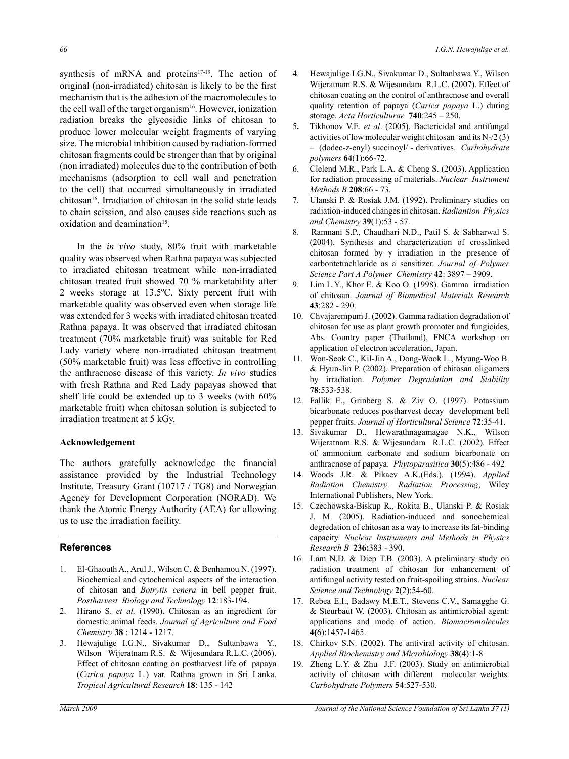synthesis of mRNA and proteins[17-19]. The action of original (non-irradiated) chitosan is likely to be the first mechanism that is the adhesion of the macromolecules to the cell wall of the target organism[16]. However, ionization radiation breaks the glycosidic links of chitosan to produce lower molecular weight fragments of varying size. The microbial inhibition caused by radiation-formed chitosan fragments could be stronger than that by original (non irradiated) molecules due to the contribution of both mechanisms (adsorption to cell wall and penetration to the cell) that occurred simultaneously in irradiated chitosan[16]. Irradiation of chitosan in the solid state leads to chain scission, and also causes side reactions such as oxidation and deamination[15].

In the *in vivo* study, 80% fruit with marketable quality was observed when Rathna papaya was subjected to irradiated chitosan treatment while non-irradiated chitosan treated fruit showed 70 % marketability after 2 weeks storage at 13.5ºC. Sixty percent fruit with marketable quality was observed even when storage life was extended for 3 weeks with irradiated chitosan treated Rathna papaya. It was observed that irradiated chitosan treatment (70% marketable fruit) was suitable for Red Lady variety where non-irradiated chitosan treatment (50% marketable fruit) was less effective in controlling the anthracnose disease of this variety. *In vivo* studies with fresh Rathna and Red Lady papayas showed that shelf life could be extended up to 3 weeks (with 60% marketable fruit) when chitosan solution is subjected to irradiation treatment at 5 kGy.

**Acknowledgement**

The authors gratefully acknowledge the financial assistance provided by the Industrial Technology Institute, Treasury Grant (10717 / TG8) and Norwegian Agency for Development Corporation (NORAD). We thank the Atomic Energy Authority (AEA) for allowing us to use the irradiation facility.

## References

1. El-Ghaouth A., Arul J., Wilson C. & Benhamou N. (1997). Biochemical and cytochemical aspects of the interaction of chitosan and *Botrytis cenera* in bell pepper fruit. *Postharvest Biology and Technology* **12**:183-194.
2. Hirano S. *et al.* (1990). Chitosan as an ingredient for domestic animal feeds. *Journal of Agriculture and Food Chemistry* **38** : 1214 - 1217.
3. Hewajulige I.G.N., Sivakumar D., Sultanbawa Y., Wilson Wijeratnam R.S. & Wijesundara R.L.C. (2006). Effect of chitosan coating on postharvest life of papaya (*Carica papaya* L.) var. Rathna grown in Sri Lanka. *Tropical Agricultural Research* **18**: 135 - 142
4. Hewajulige I.G.N., Sivakumar D., Sultanbawa Y., Wilson Wijeratnam R.S. & Wijesundara R.L.C. (2007). Effect of chitosan coating on the control of anthracnose and overall quality retention of papaya (*Carica papaya* L.) during storage. *Acta Horticulturae* **740**:245 – 250.
5. Tikhonov V.E. *et al*. (2005). Bactericidal and antifungal activities of low molecular weight chitosan and its N-/2 (3) – (dodec-z-enyl) succinoyl/ - derivatives. *Carbohydrate polymers* **64**(1):66-72.
6. Clelend M.R., Park L.A. & Cheng S. (2003). Application for radiation processing of materials. *Nuclear Instrument Methods B* **208**:66 - 73.
7. Ulanski P. & Rosiak J.M. (1992). Preliminary studies on radiation-induced changes in chitosan. *Radiantion Physics and Chemistry* **39**(1):53 - 57.
8. Ramnani S.P., Chaudhari N.D., Patil S. & Sabharwal S. (2004). Synthesis and characterization of crosslinked chitosan formed by γ irradiation in the presence of carbontetrachloride as a sensitizer. *Journal of Polymer Science Part A Polymer Chemistry* **42**: 3897 – 3909.
9. Lim L.Y., Khor E. & Koo O. (1998). Gamma irradiation of chitosan. *Journal of Biomedical Materials Research* **43**:282 - 290.
10. Chvajarempum J. (2002). Gamma radiation degradation of chitosan for use as plant growth promoter and fungicides, Abs. Country paper (Thailand), FNCA workshop on application of electron acceleration, Japan.
11. Won-Seok C., Kil-Jin A., Dong-Wook L., Myung-Woo B. & Hyun-Jin P. (2002). Preparation of chitosan oligomers by irradiation. *Polymer Degradation and Stability* **78**:533-538.
12. Fallik E., Grinberg S. & Ziv O. (1997). Potassium bicarbonate reduces postharvest decay development bell pepper fruits. *Journal of Horticultural Science* **72**:35-41.
13. Sivakumar D., Hewarathnagamagae N.K., Wilson Wijeratnam R.S. & Wijesundara R.L.C. (2002). Effect of ammonium carbonate and sodium bicarbonate on anthracnose of papaya. *Phytoparasitica* **30**(5):486 - 492
14. Woods J.R. & Pikaev A.K.(Eds.). (1994). *Applied Radiation Chemistry: Radiation Processing*, Wiley International Publishers, New York.
15. Czechowska-Biskup R., Rokita B., Ulanski P. & Rosiak J. M. (2005). Radiation-induced and sonochemical degredation of chitosan as a way to increase its fat-binding capacity. *Nuclear Instruments and Methods in Physics Research B* **236:**383 - 390.
16. Lam N.D. & Diep T.B. (2003). A preliminary study on radiation treatment of chitosan for enhancement of antifungal activity tested on fruit-spoiling strains. *Nuclear Science and Technology* **2**(2):54-60.
17. Rebea E.I., Badawy M.E.T., Stevens C.V., Samagghe G. & Steurbaut W. (2003). Chitosan as antimicrobial agent: applications and mode of action. *Biomacromolecules* **4**(6):1457-1465.
18. Chirkov S.N. (2002). The antiviral activity of chitosan. *Applied Biochemistry and Microbiology* **38**(4):1-8
19. Zheng L.Y. & Zhu J.F. (2003). Study on antimicrobial activity of chitosan with different molecular weights. *Carbohydrate Polymers* **54**:527-530.